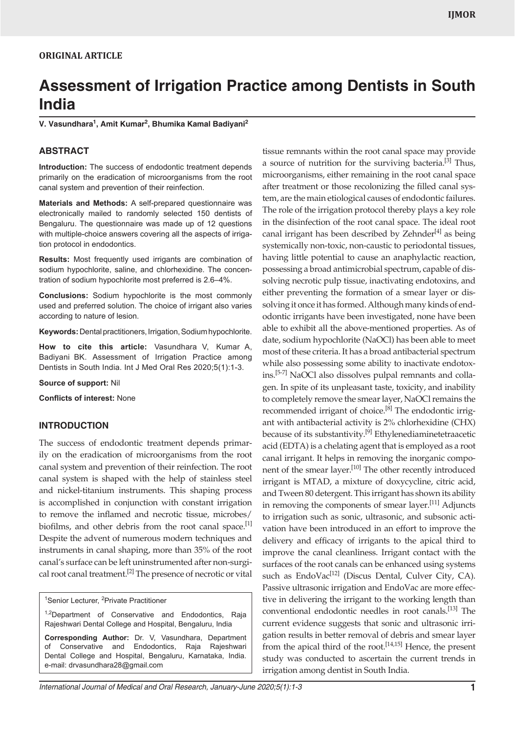ORIGINAL ARTICLE

# Assessment of Irrigation Practice among Dentists in South India

**V. Vasundhara[1], Amit Kumar[2], Bhumika Kamal Badiyani[2]**

## ABSTRACT

**Introduction:** The success of endodontic treatment depends primarily on the eradication of microorganisms from the root canal system and prevention of their reinfection.

**Materials and Methods:** A self-prepared questionnaire was electronically mailed to randomly selected 150 dentists of Bengaluru. The questionnaire was made up of 12 questions with multiple-choice answers covering all the aspects of irrigation protocol in endodontics.

**Results:** Most frequently used irrigants are combination of sodium hypochlorite, saline, and chlorhexidine. The concentration of sodium hypochlorite most preferred is 2.6–4%.

**Conclusions:** Sodium hypochlorite is the most commonly used and preferred solution. The choice of irrigant also varies according to nature of lesion.

**Keywords:** Dental practitioners, Irrigation, Sodium hypochlorite.

**How to cite this article:** Vasundhara V, Kumar A, Badiyani BK. Assessment of Irrigation Practice among Dentists in South India. Int J Med Oral Res 2020;5(1):1-3.

**Source of support:** Nil

**Conflicts of interest:** None

## INTRODUCTION

The success of endodontic treatment depends primarily on the eradication of microorganisms from the root canal system and prevention of their reinfection. The root canal system is shaped with the help of stainless steel and nickel-titanium instruments. This shaping process is accomplished in conjunction with constant irrigation to remove the inflamed and necrotic tissue, microbes/biofilms, and other debris from the root canal space.[1] Despite the advent of numerous modern techniques and instruments in canal shaping, more than 35% of the root canal's surface can be left uninstrumented after non-surgical root canal treatment.[2] The presence of necrotic or vital tissue remnants within the root canal space may provide a source of nutrition for the surviving bacteria.[3] Thus, microorganisms, either remaining in the root canal space after treatment or those recolonizing the filled canal system, are the main etiological causes of endodontic failures. The role of the irrigation protocol thereby plays a key role in the disinfection of the root canal space. The ideal root canal irrigant has been described by Zehnder[4] as being systemically non-toxic, non-caustic to periodontal tissues, having little potential to cause an anaphylactic reaction, possessing a broad antimicrobial spectrum, capable of dissolving necrotic pulp tissue, inactivating endotoxins, and either preventing the formation of a smear layer or dissolving it once it has formed. Although many kinds of endodontic irrigants have been investigated, none have been able to exhibit all the above-mentioned properties. As of date, sodium hypochlorite (NaOCl) has been able to meet most of these criteria. It has a broad antibacterial spectrum while also possessing some ability to inactivate endotoxins.[5-7] NaOCl also dissolves pulpal remnants and collagen. In spite of its unpleasant taste, toxicity, and inability to completely remove the smear layer, NaOCl remains the recommended irrigant of choice.[8] The endodontic irrigant with antibacterial activity is 2% chlorhexidine (CHX) because of its substantivity.[9] Ethylenediaminetetraacetic acid (EDTA) is a chelating agent that is employed as a root canal irrigant. It helps in removing the inorganic component of the smear layer.[10] The other recently introduced irrigant is MTAD, a mixture of doxycycline, citric acid, and Tween 80 detergent. This irrigant has shown its ability in removing the components of smear layer.[11] Adjuncts to irrigation such as sonic, ultrasonic, and subsonic activation have been introduced in an effort to improve the delivery and efficacy of irrigants to the apical third to improve the canal cleanliness. Irrigant contact with the surfaces of the root canals can be enhanced using systems such as EndoVac[12] (Discus Dental, Culver City, CA). Passive ultrasonic irrigation and EndoVac are more effective in delivering the irrigant to the working length than conventional endodontic needles in root canals.[13] The current evidence suggests that sonic and ultrasonic irrigation results in better removal of debris and smear layer from the apical third of the root.[14,15] Hence, the present study was conducted to ascertain the current trends in irrigation among dentist in South India.

[1]Senior Lecturer, [2]Private Practitioner

[1,2]Department of Conservative and Endodontics, Raja Rajeshwari Dental College and Hospital, Bengaluru, India

**Corresponding Author:** Dr. V, Vasundhara, Department of Conservative and Endodontics, Raja Rajeshwari Dental College and Hospital, Bengaluru, Karnataka, India. e-mail: drvasundhara28@gmail.com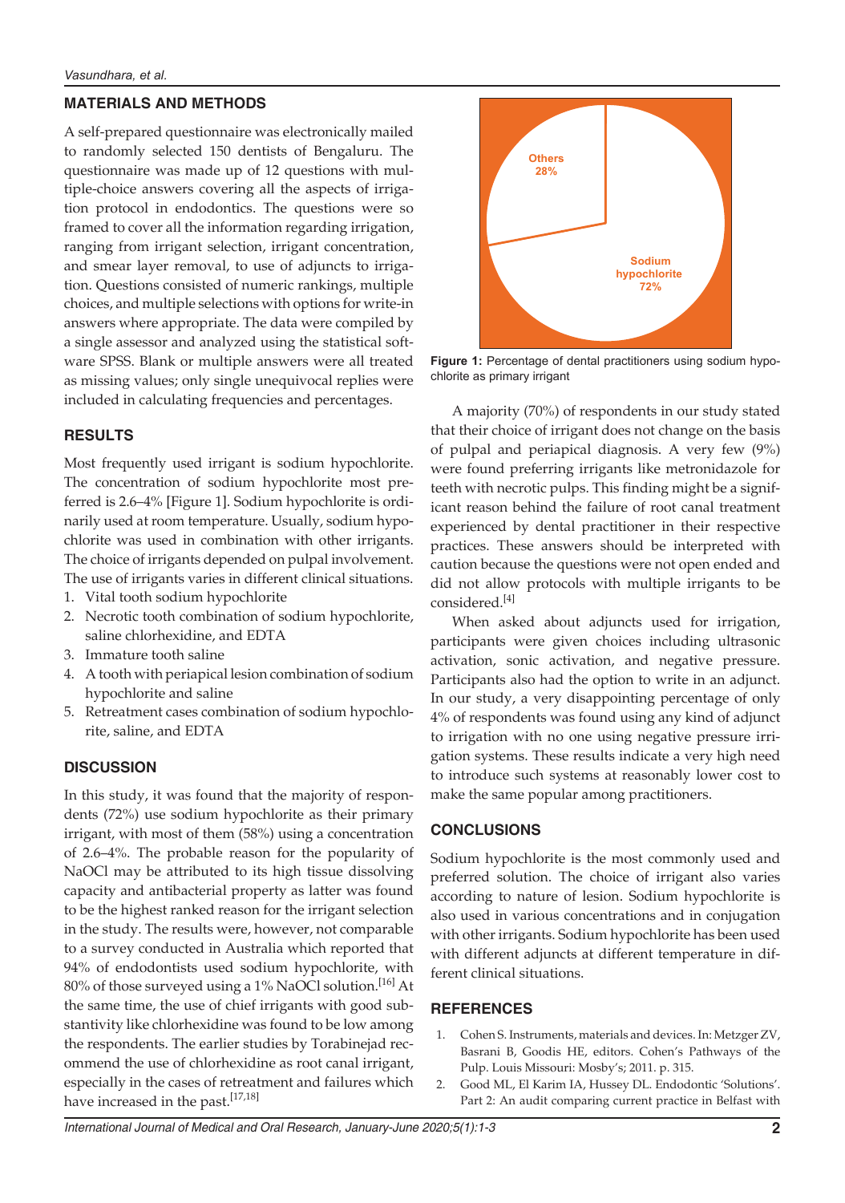## MATERIALS AND METHODS

A self-prepared questionnaire was electronically mailed to randomly selected 150 dentists of Bengaluru. The questionnaire was made up of 12 questions with multiple-choice answers covering all the aspects of irrigation protocol in endodontics. The questions were so framed to cover all the information regarding irrigation, ranging from irrigant selection, irrigant concentration, and smear layer removal, to use of adjuncts to irrigation. Questions consisted of numeric rankings, multiple choices, and multiple selections with options for write-in answers where appropriate. The data were compiled by a single assessor and analyzed using the statistical software SPSS. Blank or multiple answers were all treated as missing values; only single unequivocal replies were included in calculating frequencies and percentages.

## RESULTS

Most frequently used irrigant is sodium hypochlorite. The concentration of sodium hypochlorite most preferred is 2.6–4% [Figure 1]. Sodium hypochlorite is ordinarily used at room temperature. Usually, sodium hypochlorite was used in combination with other irrigants. The choice of irrigants depended on pulpal involvement. The use of irrigants varies in different clinical situations.

1. Vital tooth sodium hypochlorite
2. Necrotic tooth combination of sodium hypochlorite, saline chlorhexidine, and EDTA
3. Immature tooth saline
4. A tooth with periapical lesion combination of sodium hypochlorite and saline
5. Retreatment cases combination of sodium hypochlorite, saline, and EDTA

Others 28%

Sodium hypochlorite 72%

**Figure 1:** Percentage of dental practitioners using sodium hypochlorite as primary irrigant

## DISCUSSION

In this study, it was found that the majority of respondents (72%) use sodium hypochlorite as their primary irrigant, with most of them (58%) using a concentration of 2.6–4%. The probable reason for the popularity of NaOCl may be attributed to its high tissue dissolving capacity and antibacterial property as latter was found to be the highest ranked reason for the irrigant selection in the study. The results were, however, not comparable to a survey conducted in Australia which reported that 94% of endodontists used sodium hypochlorite, with 80% of those surveyed using a 1% NaOCl solution.[16] At the same time, the use of chief irrigants with good substantivity like chlorhexidine was found to be low among the respondents. The earlier studies by Torabinejad recommend the use of chlorhexidine as root canal irrigant, especially in the cases of retreatment and failures which have increased in the past.[17,18]

A majority (70%) of respondents in our study stated that their choice of irrigant does not change on the basis of pulpal and periapical diagnosis. A very few (9%) were found preferring irrigants like metronidazole for teeth with necrotic pulps. This finding might be a significant reason behind the failure of root canal treatment experienced by dental practitioner in their respective practices. These answers should be interpreted with caution because the questions were not open ended and did not allow protocols with multiple irrigants to be considered.[4]

When asked about adjuncts used for irrigation, participants were given choices including ultrasonic activation, sonic activation, and negative pressure. Participants also had the option to write in an adjunct. In our study, a very disappointing percentage of only 4% of respondents was found using any kind of adjunct to irrigation with no one using negative pressure irrigation systems. These results indicate a very high need to introduce such systems at reasonably lower cost to make the same popular among practitioners.

## CONCLUSIONS

Sodium hypochlorite is the most commonly used and preferred solution. The choice of irrigant also varies according to nature of lesion. Sodium hypochlorite is also used in various concentrations and in conjugation with other irrigants. Sodium hypochlorite has been used with different adjuncts at different temperature in different clinical situations.

## REFERENCES

1. Cohen S. Instruments, materials and devices. In: Metzger ZV, Basrani B, Goodis HE, editors. Cohen's Pathways of the Pulp. Louis Missouri: Mosby's; 2011. p. 315.
2. Good ML, El Karim IA, Hussey DL. Endodontic 'Solutions'. Part 2: An audit comparing current practice in Belfast with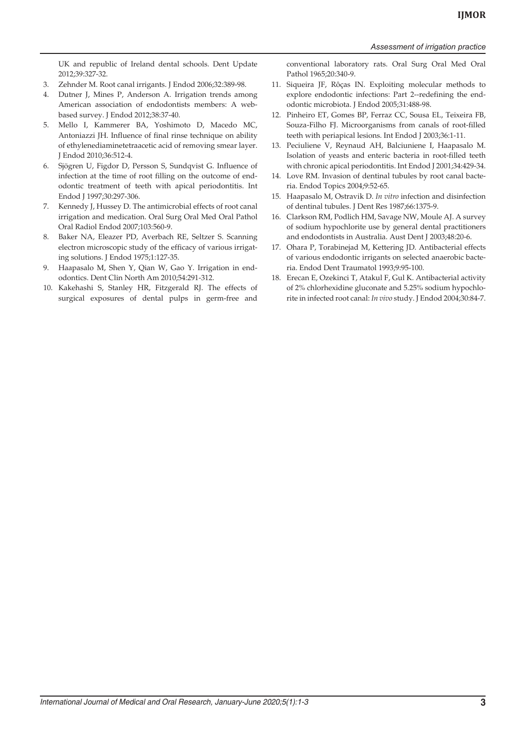UK and republic of Ireland dental schools. Dent Update 2012;39:327-32.

3. Zehnder M. Root canal irrigants. J Endod 2006;32:389-98.
4. Dutner J, Mines P, Anderson A. Irrigation trends among American association of endodontists members: A web-based survey. J Endod 2012;38:37-40.
5. Mello I, Kammerer BA, Yoshimoto D, Macedo MC, Antoniazzi JH. Influence of final rinse technique on ability of ethylenediaminetetraacetic acid of removing smear layer. J Endod 2010;36:512-4.
6. Sjögren U, Figdor D, Persson S, Sundqvist G. Influence of infection at the time of root filling on the outcome of endodontic treatment of teeth with apical periodontitis. Int Endod J 1997;30:297-306.
7. Kennedy J, Hussey D. The antimicrobial effects of root canal irrigation and medication. Oral Surg Oral Med Oral Pathol Oral Radiol Endod 2007;103:560-9.
8. Baker NA, Eleazer PD, Averbach RE, Seltzer S. Scanning electron microscopic study of the efficacy of various irrigating solutions. J Endod 1975;1:127-35.
9. Haapasalo M, Shen Y, Qian W, Gao Y. Irrigation in endodontics. Dent Clin North Am 2010;54:291-312.
10. Kakehashi S, Stanley HR, Fitzgerald RJ. The effects of surgical exposures of dental pulps in germ-free and conventional laboratory rats. Oral Surg Oral Med Oral Pathol 1965;20:340-9.
11. Siqueira JF, Rôças IN. Exploiting molecular methods to explore endodontic infections: Part 2--redefining the endodontic microbiota. J Endod 2005;31:488-98.
12. Pinheiro ET, Gomes BP, Ferraz CC, Sousa EL, Teixeira FB, Souza-Filho FJ. Microorganisms from canals of root-filled teeth with periapical lesions. Int Endod J 2003;36:1-11.
13. Peciuliene V, Reynaud AH, Balciuniene I, Haapasalo M. Isolation of yeasts and enteric bacteria in root-filled teeth with chronic apical periodontitis. Int Endod J 2001;34:429-34.
14. Love RM. Invasion of dentinal tubules by root canal bacteria. Endod Topics 2004;9:52-65.
15. Haapasalo M, Ostravik D. *In vitro* infection and disinfection of dentinal tubules. J Dent Res 1987;66:1375-9.
16. Clarkson RM, Podlich HM, Savage NW, Moule AJ. A survey of sodium hypochlorite use by general dental practitioners and endodontists in Australia. Aust Dent J 2003;48:20-6.
17. Ohara P, Torabinejad M, Kettering JD. Antibacterial effects of various endodontic irrigants on selected anaerobic bacteria. Endod Dent Traumatol 1993;9:95-100.
18. Erecan E, Ozekinci T, Atakul F, Gul K. Antibacterial activity of 2% chlorhexidine gluconate and 5.25% sodium hypochlorite in infected root canal: *In vivo* study. J Endod 2004;30:84-7.